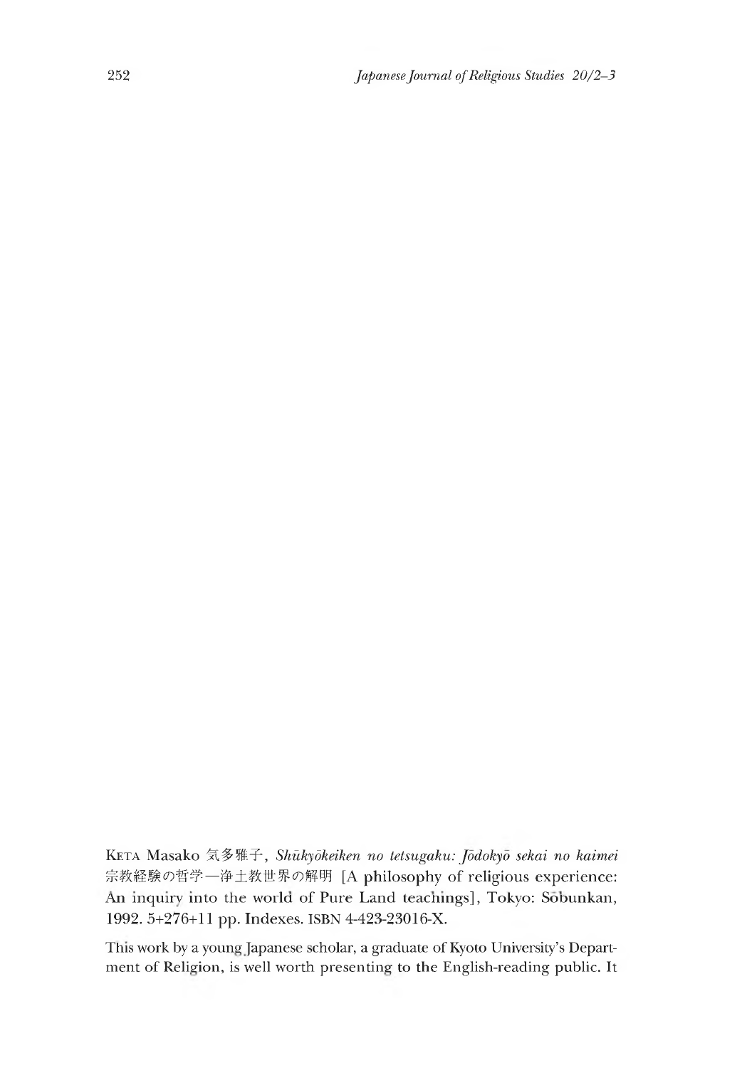KETA Masako 気多雅子, *Shūkyōkeiken no tetsugaku: Jōdokyō sekai no kaimei* 宗教経験の哲学—浄土教世界の解明 [A philosophy of religious experience: An inquiry into the world of Pure Land teachings], Tokyo: Sōbunkan, 1992. 5+276+11 pp. Indexes. ISBN 4-423-23016-X.

This work by a young Japanese scholar, a graduate of Kyoto University's Department of Religion, is well worth presenting to the English-reading public. It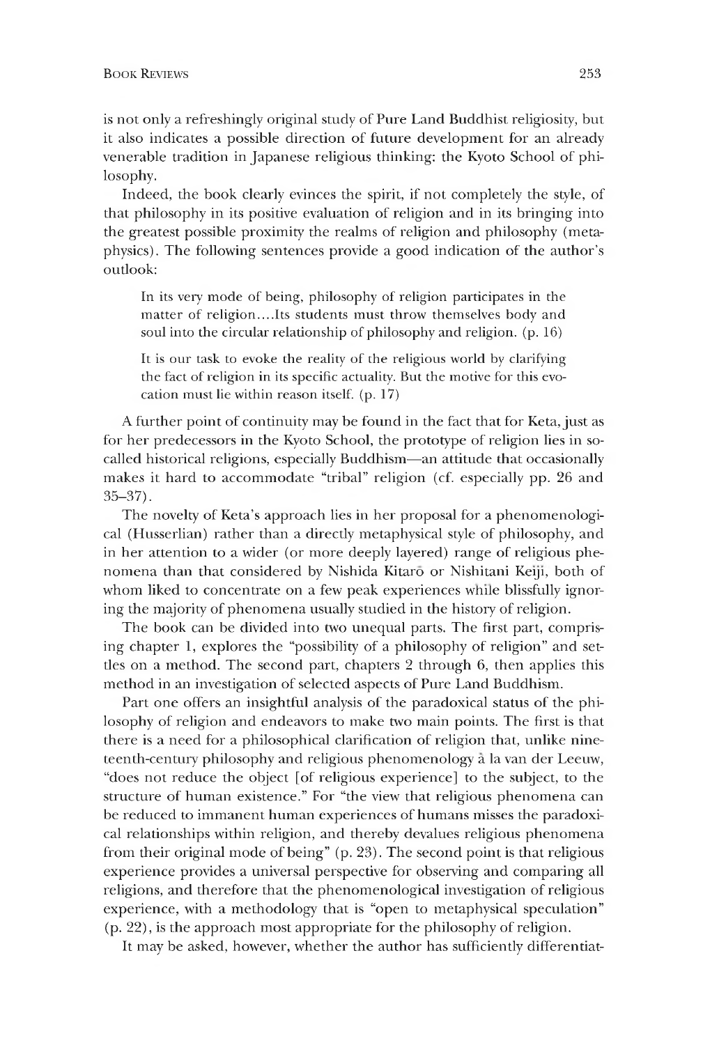is not only a refreshingly original study of Pure Land Buddhist religiosity, but it also indicates a possible direction of future development for an already venerable tradition in Japanese religious thinking: the Kyoto School of philosophy.

Indeed, the book clearly evinces the spirit, if not completely the style, of that philosophy in its positive evaluation of religion and in its bringing into the greatest possible proximity the realms of religion and philosophy (metaphysics). The following sentences provide a good indication of the author's outlook:

> In its very mode of being, philosophy of religion participates in the matter of religion....Its students must throw themselves body and soul into the circular relationship of philosophy and religion. (p. 16)

> It is our task to evoke the reality of the religious world by clarifying the fact of religion in its specific actuality. But the motive for this evocation must lie within reason itself. (p. 17)

A further point of continuity may be found in the fact that for Keta, just as for her predecessors in the Kyoto School, the prototype of religion lies in so-called historical religions, especially Buddhism—an attitude that occasionally makes it hard to accommodate "tribal" religion (cf. especially pp. 26 and 35–37).

The novelty of Keta's approach lies in her proposal for a phenomenological (Husserlian) rather than a directly metaphysical style of philosophy, and in her attention to a wider (or more deeply layered) range of religious phenomena than that considered by Nishida Kitarō or Nishitani Keiji, both of whom liked to concentrate on a few peak experiences while blissfully ignoring the majority of phenomena usually studied in the history of religion.

The book can be divided into two unequal parts. The first part, comprising chapter 1, explores the "possibility of a philosophy of religion" and settles on a method. The second part, chapters 2 through 6, then applies this method in an investigation of selected aspects of Pure Land Buddhism.

Part one offers an insightful analysis of the paradoxical status of the philosophy of religion and endeavors to make two main points. The first is that there is a need for a philosophical clarification of religion that, unlike nineteenth-century philosophy and religious phenomenology à la van der Leeuw, "does not reduce the object [of religious experience] to the subject, to the structure of human existence." For "the view that religious phenomena can be reduced to immanent human experiences of humans misses the paradoxical relationships within religion, and thereby devalues religious phenomena from their original mode of being" (p. 23). The second point is that religious experience provides a universal perspective for observing and comparing all religions, and therefore that the phenomenological investigation of religious experience, with a methodology that is "open to metaphysical speculation" (p. 22), is the approach most appropriate for the philosophy of religion.

It may be asked, however, whether the author has sufficiently differentiat-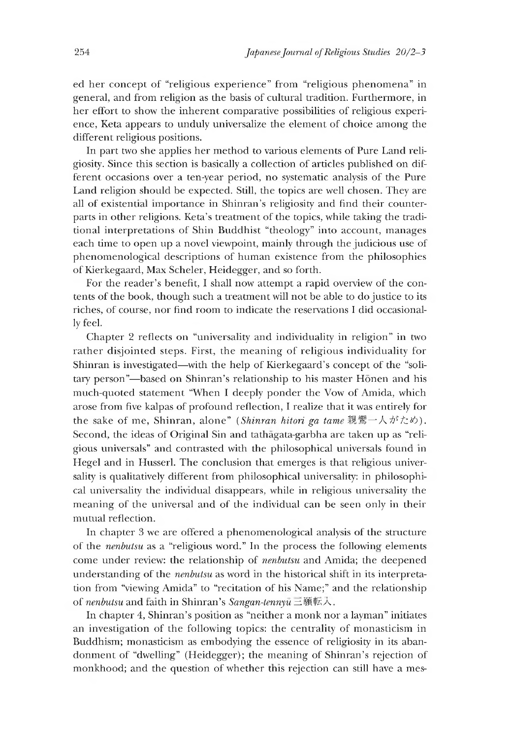ed her concept of "religious experience" from "religious phenomena" in general, and from religion as the basis of cultural tradition. Furthermore, in her effort to show the inherent comparative possibilities of religious experience, Keta appears to unduly universalize the element of choice among the different religious positions.

In part two she applies her method to various elements of Pure Land religiosity. Since this section is basically a collection of articles published on different occasions over a ten-year period, no systematic analysis of the Pure Land religion should be expected. Still, the topics are well chosen. They are all of existential importance in Shinran's religiosity and find their counterparts in other religions. Keta's treatment of the topics, while taking the traditional interpretations of Shin Buddhist "theology" into account, manages each time to open up a novel viewpoint, mainly through the judicious use of phenomenological descriptions of human existence from the philosophies of Kierkegaard, Max Scheler, Heidegger, and so forth.

For the reader's benefit, I shall now attempt a rapid overview of the contents of the book, though such a treatment will not be able to do justice to its riches, of course, nor find room to indicate the reservations I did occasionally feel.

Chapter 2 reflects on "universality and individuality in religion" in two rather disjointed steps. First, the meaning of religious individuality for Shinran is investigated—with the help of Kierkegaard's concept of the "solitary person"—based on Shinran's relationship to his master Hōnen and his much-quoted statement "When I deeply ponder the Vow of Amida, which arose from five kalpas of profound reflection, I realize that it was entirely for the sake of me, Shinran, alone" (*Shinran hitori ga tame* 親鸞一人がため). Second, the ideas of Original Sin and tathāgata-garbha are taken up as "religious universals" and contrasted with the philosophical universals found in Hegel and in Husserl. The conclusion that emerges is that religious universality is qualitatively different from philosophical universality: in philosophical universality the individual disappears, while in religious universality the meaning of the universal and of the individual can be seen only in their mutual reflection.

In chapter 3 we are offered a phenomenological analysis of the structure of the *nenbutsu* as a "religious word." In the process the following elements come under review: the relationship of *nenbutsu* and Amida; the deepened understanding of the *nenbutsu* as word in the historical shift in its interpretation from "viewing Amida" to "recitation of his Name;" and the relationship of *nenbutsu* and faith in Shinran's *Sangan-tennyū* 三願転入.

In chapter 4, Shinran's position as "neither a monk nor a layman" initiates an investigation of the following topics: the centrality of monasticism in Buddhism; monasticism as embodying the essence of religiosity in its abandonment of "dwelling" (Heidegger); the meaning of Shinran's rejection of monkhood; and the question of whether this rejection can still have a mes-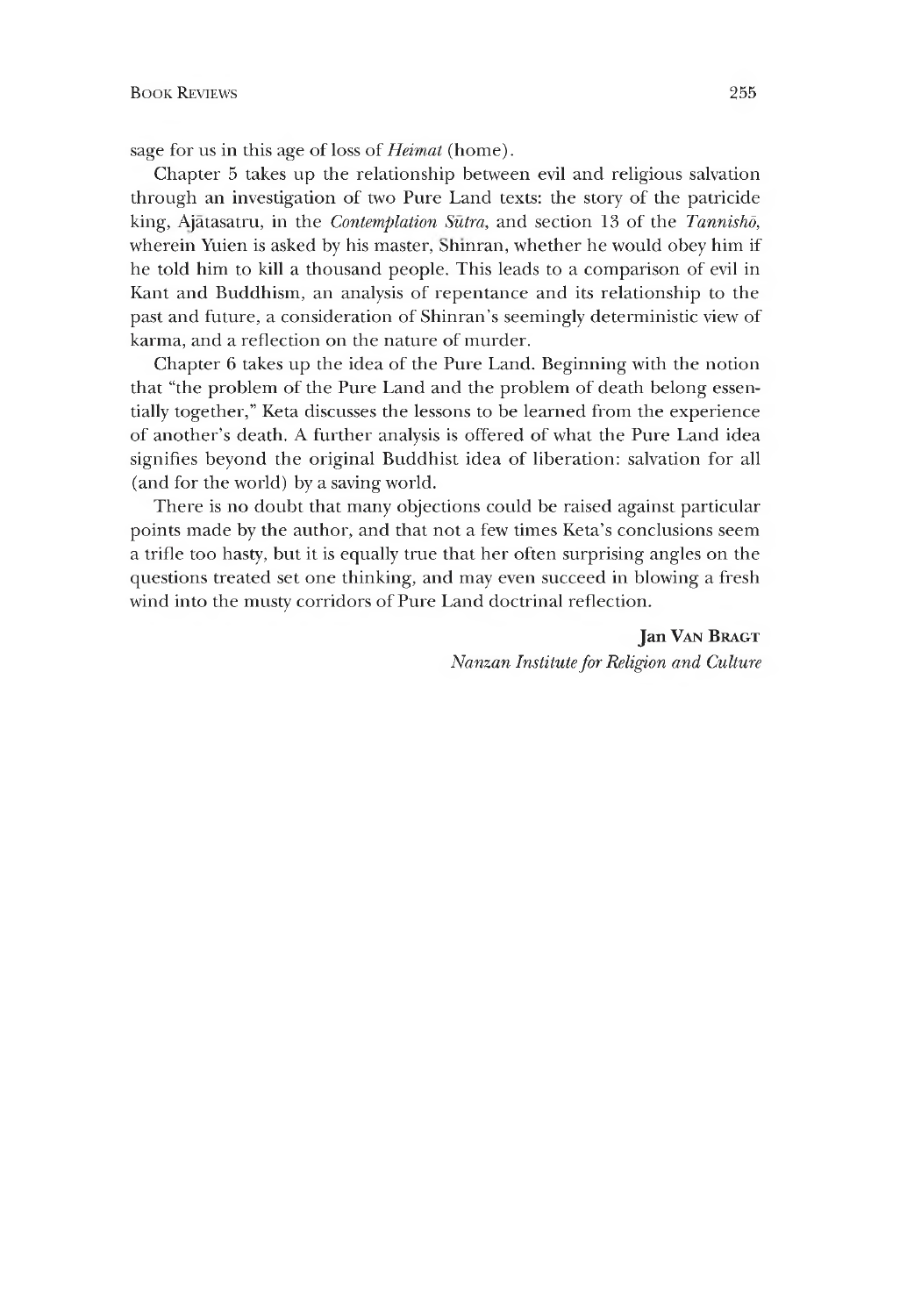sage for us in this age of loss of *Heimat* (home).

Chapter 5 takes up the relationship between evil and religious salvation through an investigation of two Pure Land texts: the story of the patricide king, Ajātasatru, in the *Contemplation Sūtra*, and section 13 of the *Tannishō*, wherein Yuien is asked by his master, Shinran, whether he would obey him if he told him to kill a thousand people. This leads to a comparison of evil in Kant and Buddhism, an analysis of repentance and its relationship to the past and future, a consideration of Shinran's seemingly deterministic view of karma, and a reflection on the nature of murder.

Chapter 6 takes up the idea of the Pure Land. Beginning with the notion that "the problem of the Pure Land and the problem of death belong essentially together," Keta discusses the lessons to be learned from the experience of another's death. A further analysis is offered of what the Pure Land idea signifies beyond the original Buddhist idea of liberation: salvation for all (and for the world) by a saving world.

There is no doubt that many objections could be raised against particular points made by the author, and that not a few times Keta's conclusions seem a trifle too hasty, but it is equally true that her often surprising angles on the questions treated set one thinking, and may even succeed in blowing a fresh wind into the musty corridors of Pure Land doctrinal reflection.

**Jan Van Bragt**
*Nanzan Institute for Religion and Culture*